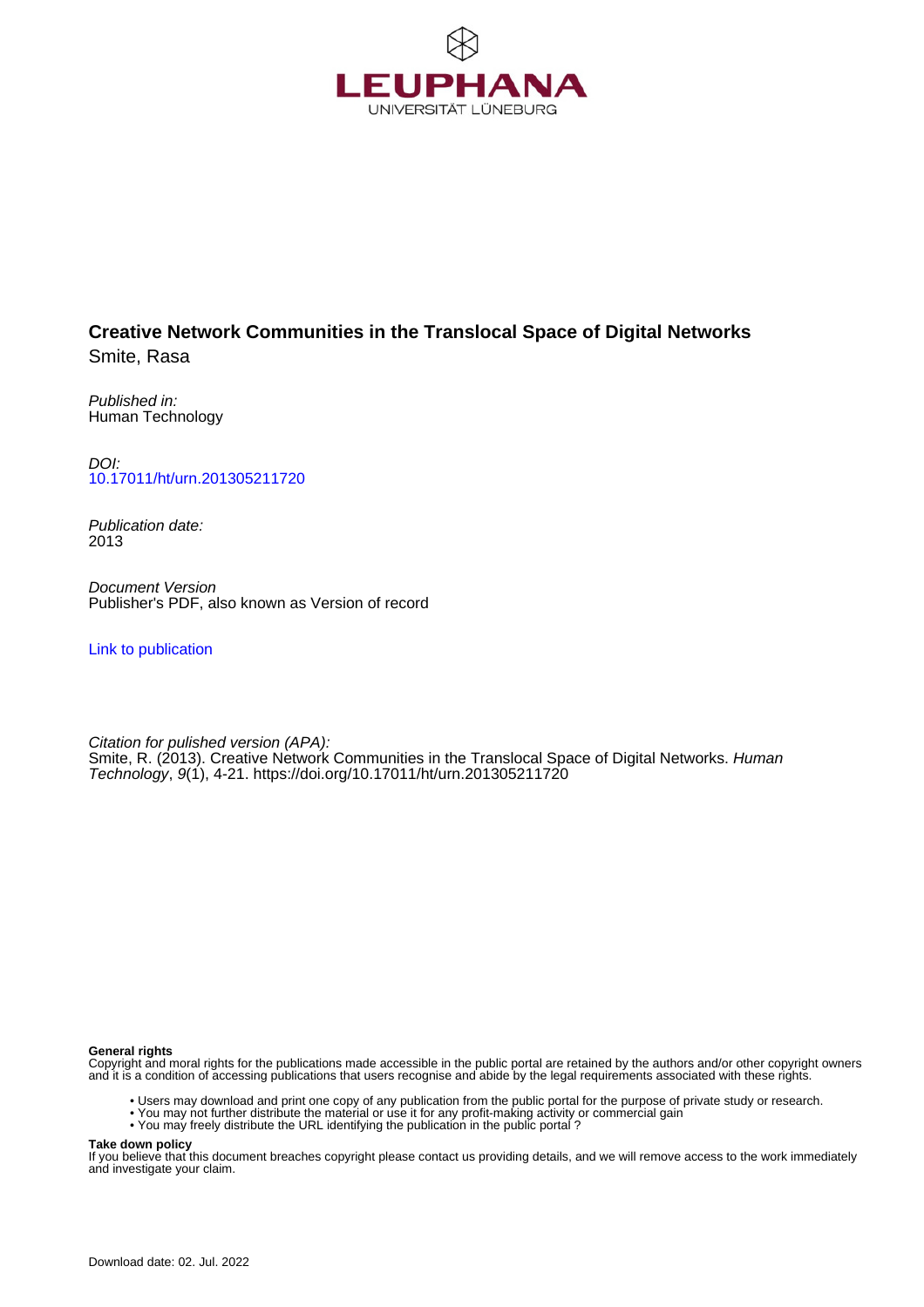LEUPHANA
UNIVERSITÄT LÜNEBURG

**Creative Network Communities in the Translocal Space of Digital Networks**
Smite, Rasa

*Published in:*
Human Technology

*DOI:*
10.17011/ht/urn.201305211720

*Publication date:*
2013

*Document Version*
Publisher's PDF, also known as Version of record

Link to publication

*Citation for pulished version (APA):*
Smite, R. (2013). Creative Network Communities in the Translocal Space of Digital Networks. *Human Technology*, *9*(1), 4-21. https://doi.org/10.17011/ht/urn.201305211720

**General rights**
Copyright and moral rights for the publications made accessible in the public portal are retained by the authors and/or other copyright owners and it is a condition of accessing publications that users recognise and abide by the legal requirements associated with these rights.

- Users may download and print one copy of any publication from the public portal for the purpose of private study or research.
- You may not further distribute the material or use it for any profit-making activity or commercial gain
- You may freely distribute the URL identifying the publication in the public portal ?

**Take down policy**
If you believe that this document breaches copyright please contact us providing details, and we will remove access to the work immediately and investigate your claim.

Download date: 02. Jul. 2022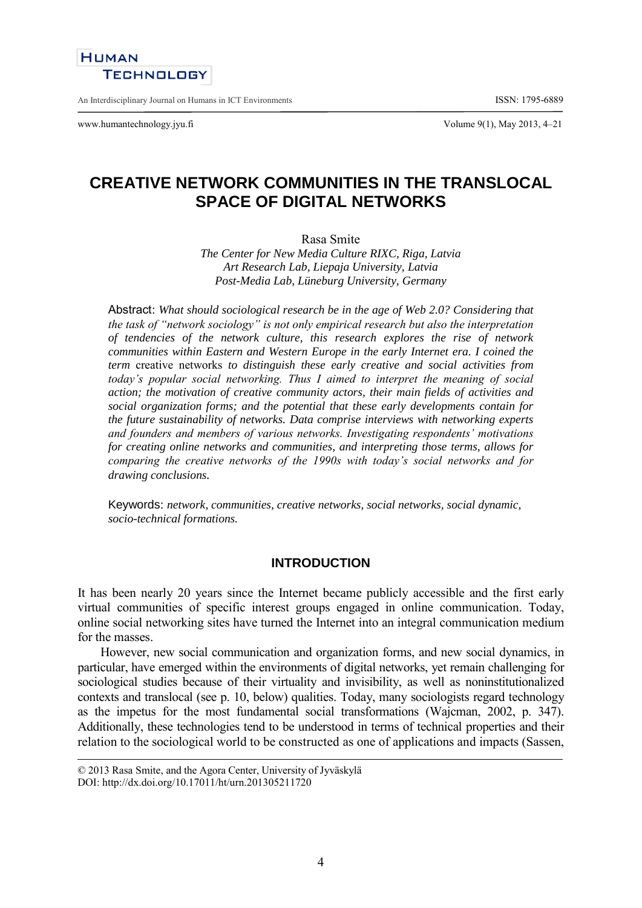# CREATIVE NETWORK COMMUNITIES IN THE TRANSLOCAL SPACE OF DIGITAL NETWORKS

Rasa Smite

*The Center for New Media Culture RIXC, Riga, Latvia*
*Art Research Lab, Liepaja University, Latvia*
*Post-Media Lab, Lüneburg University, Germany*

Abstract: *What should sociological research be in the age of Web 2.0? Considering that the task of "network sociology" is not only empirical research but also the interpretation of tendencies of the network culture, this research explores the rise of network communities within Eastern and Western Europe in the early Internet era. I coined the term* creative networks *to distinguish these early creative and social activities from today's popular social networking. Thus I aimed to interpret the meaning of social action; the motivation of creative community actors, their main fields of activities and social organization forms; and the potential that these early developments contain for the future sustainability of networks. Data comprise interviews with networking experts and founders and members of various networks. Investigating respondents' motivations for creating online networks and communities, and interpreting those terms, allows for comparing the creative networks of the 1990s with today's social networks and for drawing conclusions.*

Keywords: *network, communities, creative networks, social networks, social dynamic, socio-technical formations.*

## INTRODUCTION

It has been nearly 20 years since the Internet became publicly accessible and the first early virtual communities of specific interest groups engaged in online communication. Today, online social networking sites have turned the Internet into an integral communication medium for the masses.

However, new social communication and organization forms, and new social dynamics, in particular, have emerged within the environments of digital networks, yet remain challenging for sociological studies because of their virtuality and invisibility, as well as noninstitutionalized contexts and translocal (see p. 10, below) qualities. Today, many sociologists regard technology as the impetus for the most fundamental social transformations (Wajcman, 2002, p. 347). Additionally, these technologies tend to be understood in terms of technical properties and their relation to the sociological world to be constructed as one of applications and impacts (Sassen,

© 2013 Rasa Smite, and the Agora Center, University of Jyväskylä
DOI: http://dx.doi.org/10.17011/ht/urn.201305211720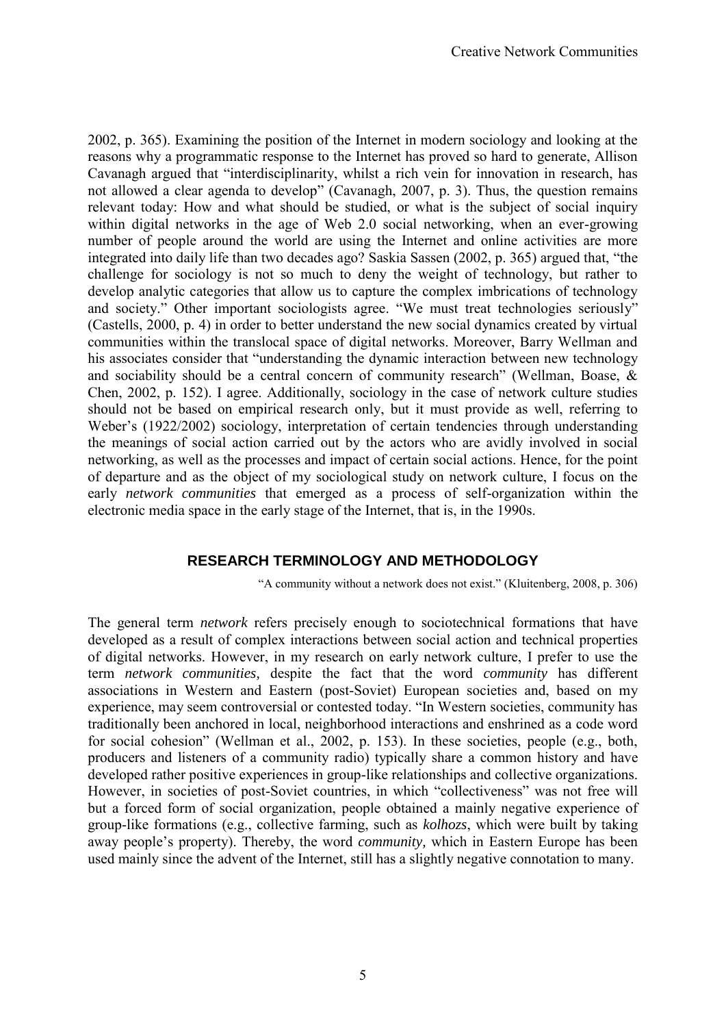2002, p. 365). Examining the position of the Internet in modern sociology and looking at the reasons why a programmatic response to the Internet has proved so hard to generate, Allison Cavanagh argued that "interdisciplinarity, whilst a rich vein for innovation in research, has not allowed a clear agenda to develop" (Cavanagh, 2007, p. 3). Thus, the question remains relevant today: How and what should be studied, or what is the subject of social inquiry within digital networks in the age of Web 2.0 social networking, when an ever-growing number of people around the world are using the Internet and online activities are more integrated into daily life than two decades ago? Saskia Sassen (2002, p. 365) argued that, "the challenge for sociology is not so much to deny the weight of technology, but rather to develop analytic categories that allow us to capture the complex imbrications of technology and society." Other important sociologists agree. "We must treat technologies seriously" (Castells, 2000, p. 4) in order to better understand the new social dynamics created by virtual communities within the translocal space of digital networks. Moreover, Barry Wellman and his associates consider that "understanding the dynamic interaction between new technology and sociability should be a central concern of community research" (Wellman, Boase, & Chen, 2002, p. 152). I agree. Additionally, sociology in the case of network culture studies should not be based on empirical research only, but it must provide as well, referring to Weber's (1922/2002) sociology, interpretation of certain tendencies through understanding the meanings of social action carried out by the actors who are avidly involved in social networking, as well as the processes and impact of certain social actions. Hence, for the point of departure and as the object of my sociological study on network culture, I focus on the early *network communities* that emerged as a process of self-organization within the electronic media space in the early stage of the Internet, that is, in the 1990s.

## RESEARCH TERMINOLOGY AND METHODOLOGY

"A community without a network does not exist." (Kluitenberg, 2008, p. 306)

The general term *network* refers precisely enough to sociotechnical formations that have developed as a result of complex interactions between social action and technical properties of digital networks. However, in my research on early network culture, I prefer to use the term *network communities,* despite the fact that the word *community* has different associations in Western and Eastern (post-Soviet) European societies and, based on my experience, may seem controversial or contested today. "In Western societies, community has traditionally been anchored in local, neighborhood interactions and enshrined as a code word for social cohesion" (Wellman et al., 2002, p. 153). In these societies, people (e.g., both, producers and listeners of a community radio) typically share a common history and have developed rather positive experiences in group-like relationships and collective organizations. However, in societies of post-Soviet countries, in which "collectiveness" was not free will but a forced form of social organization, people obtained a mainly negative experience of group-like formations (e.g., collective farming, such as *kolhozs*, which were built by taking away people's property). Thereby, the word *community,* which in Eastern Europe has been used mainly since the advent of the Internet, still has a slightly negative connotation to many.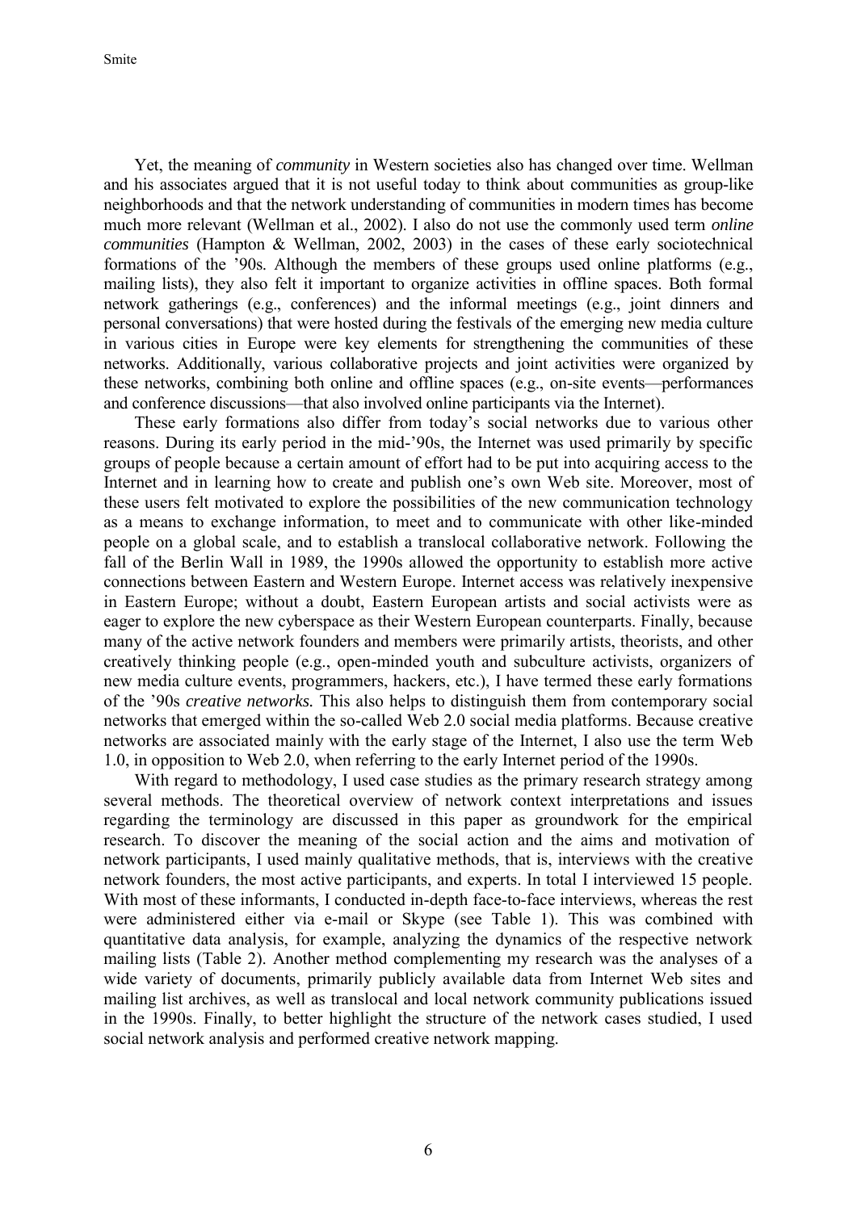Yet, the meaning of *community* in Western societies also has changed over time. Wellman and his associates argued that it is not useful today to think about communities as group-like neighborhoods and that the network understanding of communities in modern times has become much more relevant (Wellman et al., 2002). I also do not use the commonly used term *online communities* (Hampton & Wellman, 2002, 2003) in the cases of these early sociotechnical formations of the '90s. Although the members of these groups used online platforms (e.g., mailing lists), they also felt it important to organize activities in offline spaces. Both formal network gatherings (e.g., conferences) and the informal meetings (e.g., joint dinners and personal conversations) that were hosted during the festivals of the emerging new media culture in various cities in Europe were key elements for strengthening the communities of these networks. Additionally, various collaborative projects and joint activities were organized by these networks, combining both online and offline spaces (e.g., on-site events—performances and conference discussions—that also involved online participants via the Internet).

These early formations also differ from today's social networks due to various other reasons. During its early period in the mid-'90s, the Internet was used primarily by specific groups of people because a certain amount of effort had to be put into acquiring access to the Internet and in learning how to create and publish one's own Web site. Moreover, most of these users felt motivated to explore the possibilities of the new communication technology as a means to exchange information, to meet and to communicate with other like-minded people on a global scale, and to establish a translocal collaborative network. Following the fall of the Berlin Wall in 1989, the 1990s allowed the opportunity to establish more active connections between Eastern and Western Europe. Internet access was relatively inexpensive in Eastern Europe; without a doubt, Eastern European artists and social activists were as eager to explore the new cyberspace as their Western European counterparts. Finally, because many of the active network founders and members were primarily artists, theorists, and other creatively thinking people (e.g., open-minded youth and subculture activists, organizers of new media culture events, programmers, hackers, etc.), I have termed these early formations of the '90s *creative networks.* This also helps to distinguish them from contemporary social networks that emerged within the so-called Web 2.0 social media platforms. Because creative networks are associated mainly with the early stage of the Internet, I also use the term Web 1.0, in opposition to Web 2.0, when referring to the early Internet period of the 1990s.

With regard to methodology, I used case studies as the primary research strategy among several methods. The theoretical overview of network context interpretations and issues regarding the terminology are discussed in this paper as groundwork for the empirical research. To discover the meaning of the social action and the aims and motivation of network participants, I used mainly qualitative methods, that is, interviews with the creative network founders, the most active participants, and experts. In total I interviewed 15 people. With most of these informants, I conducted in-depth face-to-face interviews, whereas the rest were administered either via e-mail or Skype (see Table 1). This was combined with quantitative data analysis, for example, analyzing the dynamics of the respective network mailing lists (Table 2). Another method complementing my research was the analyses of a wide variety of documents, primarily publicly available data from Internet Web sites and mailing list archives, as well as translocal and local network community publications issued in the 1990s. Finally, to better highlight the structure of the network cases studied, I used social network analysis and performed creative network mapping.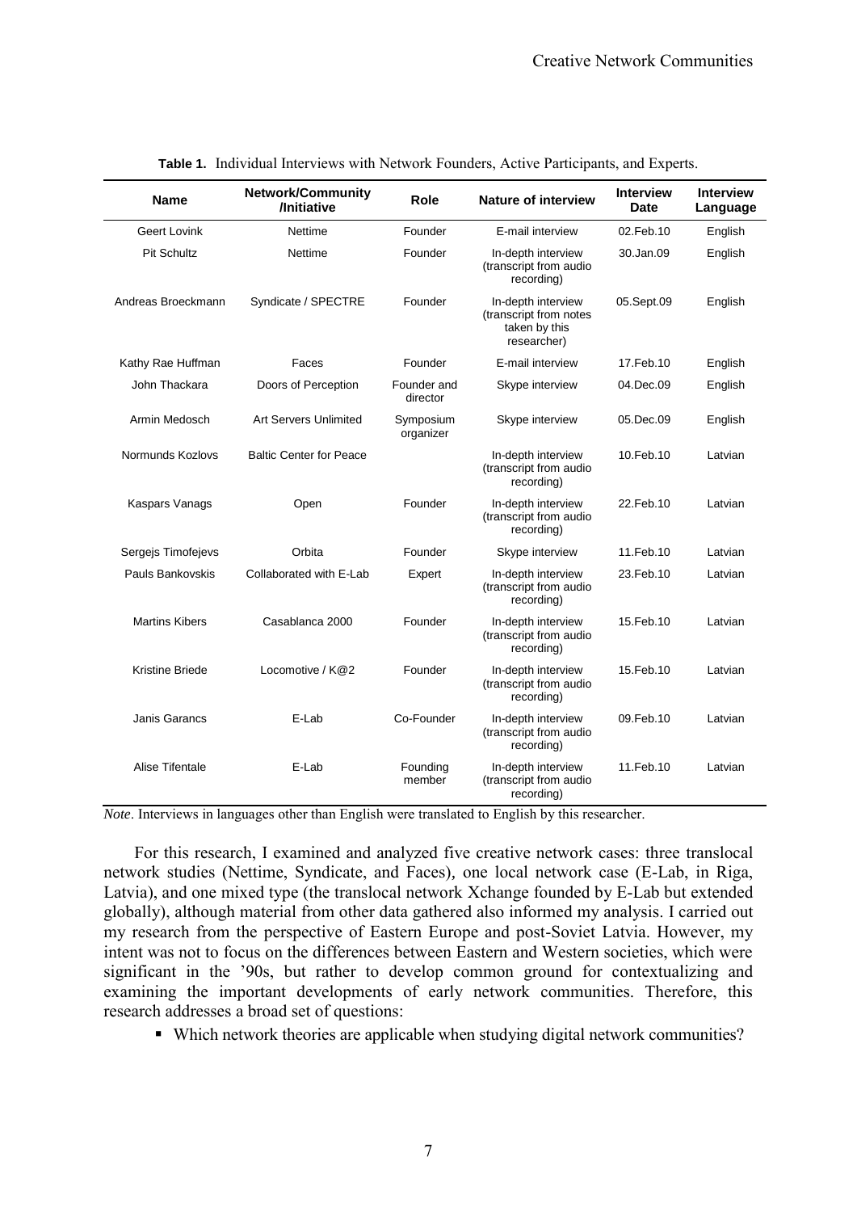**Table 1.** Individual Interviews with Network Founders, Active Participants, and Experts.

| Name | Network/Community /Initiative | Role | Nature of interview | Interview Date | Interview Language |
|---|---|---|---|---|---|
| Geert Lovink | Nettime | Founder | E-mail interview | 02.Feb.10 | English |
| Pit Schultz | Nettime | Founder | In-depth interview (transcript from audio recording) | 30.Jan.09 | English |
| Andreas Broeckmann | Syndicate / SPECTRE | Founder | In-depth interview (transcript from notes taken by this researcher) | 05.Sept.09 | English |
| Kathy Rae Huffman | Faces | Founder | E-mail interview | 17.Feb.10 | English |
| John Thackara | Doors of Perception | Founder and director | Skype interview | 04.Dec.09 | English |
| Armin Medosch | Art Servers Unlimited | Symposium organizer | Skype interview | 05.Dec.09 | English |
| Normunds Kozlovs | Baltic Center for Peace | | In-depth interview (transcript from audio recording) | 10.Feb.10 | Latvian |
| Kaspars Vanags | Open | Founder | In-depth interview (transcript from audio recording) | 22.Feb.10 | Latvian |
| Sergejs Timofejevs | Orbita | Founder | Skype interview | 11.Feb.10 | Latvian |
| Pauls Bankovskis | Collaborated with E-Lab | Expert | In-depth interview (transcript from audio recording) | 23.Feb.10 | Latvian |
| Martins Kibers | Casablanca 2000 | Founder | In-depth interview (transcript from audio recording) | 15.Feb.10 | Latvian |
| Kristine Briede | Locomotive / K@2 | Founder | In-depth interview (transcript from audio recording) | 15.Feb.10 | Latvian |
| Janis Garancs | E-Lab | Co-Founder | In-depth interview (transcript from audio recording) | 09.Feb.10 | Latvian |
| Alise Tifentale | E-Lab | Founding member | In-depth interview (transcript from audio recording) | 11.Feb.10 | Latvian |

*Note*. Interviews in languages other than English were translated to English by this researcher.

For this research, I examined and analyzed five creative network cases: three translocal network studies (Nettime, Syndicate, and Faces), one local network case (E-Lab, in Riga, Latvia), and one mixed type (the translocal network Xchange founded by E-Lab but extended globally), although material from other data gathered also informed my analysis. I carried out my research from the perspective of Eastern Europe and post-Soviet Latvia. However, my intent was not to focus on the differences between Eastern and Western societies, which were significant in the '90s, but rather to develop common ground for contextualizing and examining the important developments of early network communities. Therefore, this research addresses a broad set of questions:

- Which network theories are applicable when studying digital network communities?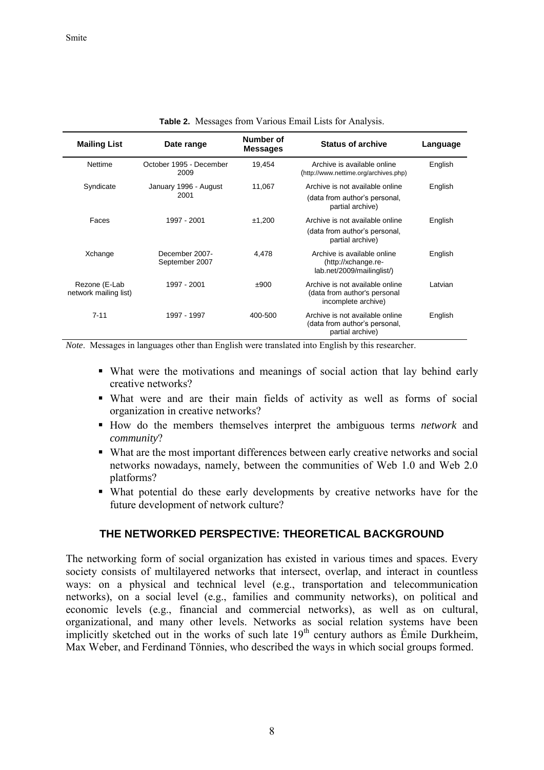**Table 2.** Messages from Various Email Lists for Analysis.

| Mailing List | Date range | Number of Messages | Status of archive | Language |
|---|---|---|---|---|
| Nettime | October 1995 - December 2009 | 19,454 | Archive is available online (http://www.nettime.org/archives.php) | English |
| Syndicate | January 1996 - August 2001 | 11,067 | Archive is not available online (data from author's personal, partial archive) | English |
| Faces | 1997 - 2001 | ±1,200 | Archive is not available online (data from author's personal, partial archive) | English |
| Xchange | December 2007- September 2007 | 4,478 | Archive is available online (http://xchange.re-lab.net/2009/mailinglist/) | English |
| Rezone (E-Lab network mailing list) | 1997 - 2001 | ±900 | Archive is not available online (data from author's personal incomplete archive) | Latvian |
| 7-11 | 1997 - 1997 | 400-500 | Archive is not available online (data from author's personal, partial archive) | English |

*Note*. Messages in languages other than English were translated into English by this researcher.

- What were the motivations and meanings of social action that lay behind early creative networks?
- What were and are their main fields of activity as well as forms of social organization in creative networks?
- How do the members themselves interpret the ambiguous terms *network* and *community*?
- What are the most important differences between early creative networks and social networks nowadays, namely, between the communities of Web 1.0 and Web 2.0 platforms?
- What potential do these early developments by creative networks have for the future development of network culture?

## THE NETWORKED PERSPECTIVE: THEORETICAL BACKGROUND

The networking form of social organization has existed in various times and spaces. Every society consists of multilayered networks that intersect, overlap, and interact in countless ways: on a physical and technical level (e.g., transportation and telecommunication networks), on a social level (e.g., families and community networks), on political and economic levels (e.g., financial and commercial networks), as well as on cultural, organizational, and many other levels. Networks as social relation systems have been implicitly sketched out in the works of such late 19th century authors as Émile Durkheim, Max Weber, and Ferdinand Tönnies, who described the ways in which social groups formed.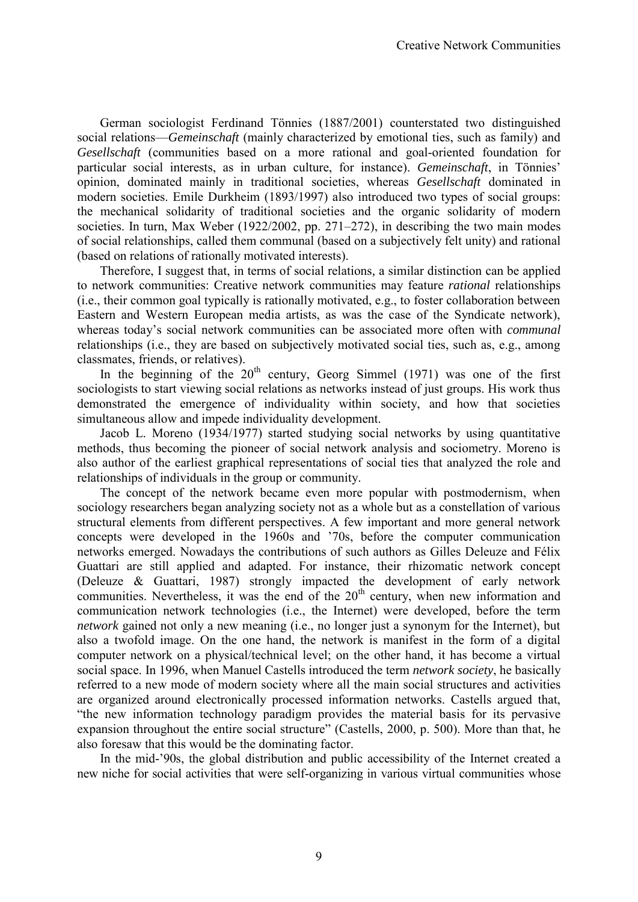German sociologist Ferdinand Tönnies (1887/2001) counterstated two distinguished social relations—*Gemeinschaft* (mainly characterized by emotional ties, such as family) and *Gesellschaft* (communities based on a more rational and goal-oriented foundation for particular social interests, as in urban culture, for instance). *Gemeinschaft*, in Tönnies' opinion, dominated mainly in traditional societies, whereas *Gesellschaft* dominated in modern societies. Emile Durkheim (1893/1997) also introduced two types of social groups: the mechanical solidarity of traditional societies and the organic solidarity of modern societies. In turn, Max Weber (1922/2002, pp. 271–272), in describing the two main modes of social relationships, called them communal (based on a subjectively felt unity) and rational (based on relations of rationally motivated interests).

Therefore, I suggest that, in terms of social relations, a similar distinction can be applied to network communities: Creative network communities may feature *rational* relationships (i.e., their common goal typically is rationally motivated, e.g., to foster collaboration between Eastern and Western European media artists, as was the case of the Syndicate network), whereas today's social network communities can be associated more often with *communal* relationships (i.e., they are based on subjectively motivated social ties, such as, e.g., among classmates, friends, or relatives).

In the beginning of the 20th century, Georg Simmel (1971) was one of the first sociologists to start viewing social relations as networks instead of just groups. His work thus demonstrated the emergence of individuality within society, and how that societies simultaneous allow and impede individuality development.

Jacob L. Moreno (1934/1977) started studying social networks by using quantitative methods, thus becoming the pioneer of social network analysis and sociometry. Moreno is also author of the earliest graphical representations of social ties that analyzed the role and relationships of individuals in the group or community.

The concept of the network became even more popular with postmodernism, when sociology researchers began analyzing society not as a whole but as a constellation of various structural elements from different perspectives. A few important and more general network concepts were developed in the 1960s and '70s, before the computer communication networks emerged. Nowadays the contributions of such authors as Gilles Deleuze and Félix Guattari are still applied and adapted. For instance, their rhizomatic network concept (Deleuze & Guattari, 1987) strongly impacted the development of early network communities. Nevertheless, it was the end of the 20th century, when new information and communication network technologies (i.e., the Internet) were developed, before the term *network* gained not only a new meaning (i.e., no longer just a synonym for the Internet), but also a twofold image. On the one hand, the network is manifest in the form of a digital computer network on a physical/technical level; on the other hand, it has become a virtual social space. In 1996, when Manuel Castells introduced the term *network society*, he basically referred to a new mode of modern society where all the main social structures and activities are organized around electronically processed information networks. Castells argued that, "the new information technology paradigm provides the material basis for its pervasive expansion throughout the entire social structure" (Castells, 2000, p. 500). More than that, he also foresaw that this would be the dominating factor.

In the mid-'90s, the global distribution and public accessibility of the Internet created a new niche for social activities that were self-organizing in various virtual communities whose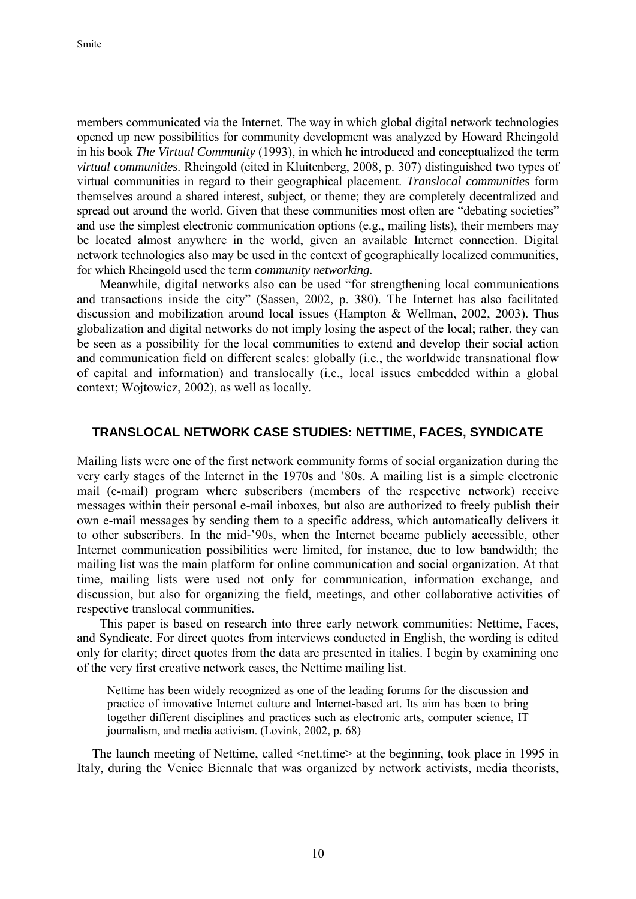members communicated via the Internet. The way in which global digital network technologies opened up new possibilities for community development was analyzed by Howard Rheingold in his book *The Virtual Community* (1993), in which he introduced and conceptualized the term *virtual communities*. Rheingold (cited in Kluitenberg, 2008, p. 307) distinguished two types of virtual communities in regard to their geographical placement. *Translocal communities* form themselves around a shared interest, subject, or theme; they are completely decentralized and spread out around the world. Given that these communities most often are "debating societies" and use the simplest electronic communication options (e.g., mailing lists), their members may be located almost anywhere in the world, given an available Internet connection. Digital network technologies also may be used in the context of geographically localized communities, for which Rheingold used the term *community networking.*

Meanwhile, digital networks also can be used "for strengthening local communications and transactions inside the city" (Sassen, 2002, p. 380). The Internet has also facilitated discussion and mobilization around local issues (Hampton & Wellman, 2002, 2003). Thus globalization and digital networks do not imply losing the aspect of the local; rather, they can be seen as a possibility for the local communities to extend and develop their social action and communication field on different scales: globally (i.e., the worldwide transnational flow of capital and information) and translocally (i.e., local issues embedded within a global context; Wojtowicz, 2002), as well as locally.

## TRANSLOCAL NETWORK CASE STUDIES: NETTIME, FACES, SYNDICATE

Mailing lists were one of the first network community forms of social organization during the very early stages of the Internet in the 1970s and '80s. A mailing list is a simple electronic mail (e-mail) program where subscribers (members of the respective network) receive messages within their personal e-mail inboxes, but also are authorized to freely publish their own e-mail messages by sending them to a specific address, which automatically delivers it to other subscribers. In the mid-'90s, when the Internet became publicly accessible, other Internet communication possibilities were limited, for instance, due to low bandwidth; the mailing list was the main platform for online communication and social organization. At that time, mailing lists were used not only for communication, information exchange, and discussion, but also for organizing the field, meetings, and other collaborative activities of respective translocal communities.

This paper is based on research into three early network communities: Nettime, Faces, and Syndicate. For direct quotes from interviews conducted in English, the wording is edited only for clarity; direct quotes from the data are presented in italics. I begin by examining one of the very first creative network cases, the Nettime mailing list.

> Nettime has been widely recognized as one of the leading forums for the discussion and practice of innovative Internet culture and Internet-based art. Its aim has been to bring together different disciplines and practices such as electronic arts, computer science, IT journalism, and media activism. (Lovink, 2002, p. 68)

The launch meeting of Nettime, called <net.time> at the beginning, took place in 1995 in Italy, during the Venice Biennale that was organized by network activists, media theorists,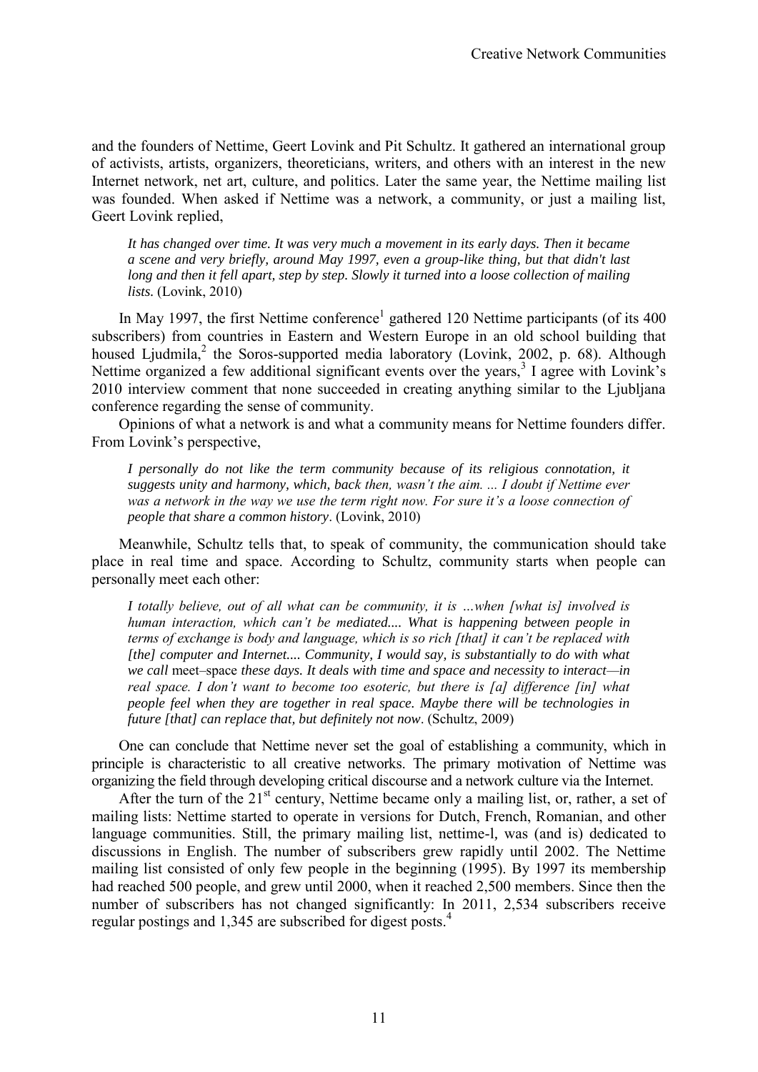and the founders of Nettime, Geert Lovink and Pit Schultz. It gathered an international group of activists, artists, organizers, theoreticians, writers, and others with an interest in the new Internet network, net art, culture, and politics. Later the same year, the Nettime mailing list was founded. When asked if Nettime was a network, a community, or just a mailing list, Geert Lovink replied,

> *It has changed over time. It was very much a movement in its early days. Then it became a scene and very briefly, around May 1997, even a group-like thing, but that didn't last long and then it fell apart, step by step. Slowly it turned into a loose collection of mailing lists.* (Lovink, 2010)

In May 1997, the first Nettime conference[1] gathered 120 Nettime participants (of its 400 subscribers) from countries in Eastern and Western Europe in an old school building that housed Ljudmila,[2] the Soros-supported media laboratory (Lovink, 2002, p. 68). Although Nettime organized a few additional significant events over the years,[3] I agree with Lovink's 2010 interview comment that none succeeded in creating anything similar to the Ljubljana conference regarding the sense of community.

Opinions of what a network is and what a community means for Nettime founders differ. From Lovink's perspective,

> *I personally do not like the term community because of its religious connotation, it suggests unity and harmony, which, back then, wasn't the aim. ... I doubt if Nettime ever was a network in the way we use the term right now. For sure it's a loose connection of people that share a common history*. (Lovink, 2010)

Meanwhile, Schultz tells that, to speak of community, the communication should take place in real time and space. According to Schultz, community starts when people can personally meet each other:

> *I totally believe, out of all what can be community, it is …when [what is] involved is human interaction, which can't be mediated.... What is happening between people in terms of exchange is body and language, which is so rich [that] it can't be replaced with [the] computer and Internet.... Community, I would say, is substantially to do with what we call* meet–space *these days. It deals with time and space and necessity to interact—in real space. I don't want to become too esoteric, but there is [a] difference [in] what people feel when they are together in real space. Maybe there will be technologies in future [that] can replace that, but definitely not now*. (Schultz, 2009)

One can conclude that Nettime never set the goal of establishing a community, which in principle is characteristic to all creative networks. The primary motivation of Nettime was organizing the field through developing critical discourse and a network culture via the Internet.

After the turn of the 21st century, Nettime became only a mailing list, or, rather, a set of mailing lists: Nettime started to operate in versions for Dutch, French, Romanian, and other language communities. Still, the primary mailing list, nettime-l, was (and is) dedicated to discussions in English. The number of subscribers grew rapidly until 2002. The Nettime mailing list consisted of only few people in the beginning (1995). By 1997 its membership had reached 500 people, and grew until 2000, when it reached 2,500 members. Since then the number of subscribers has not changed significantly: In 2011, 2,534 subscribers receive regular postings and 1,345 are subscribed for digest posts.[4]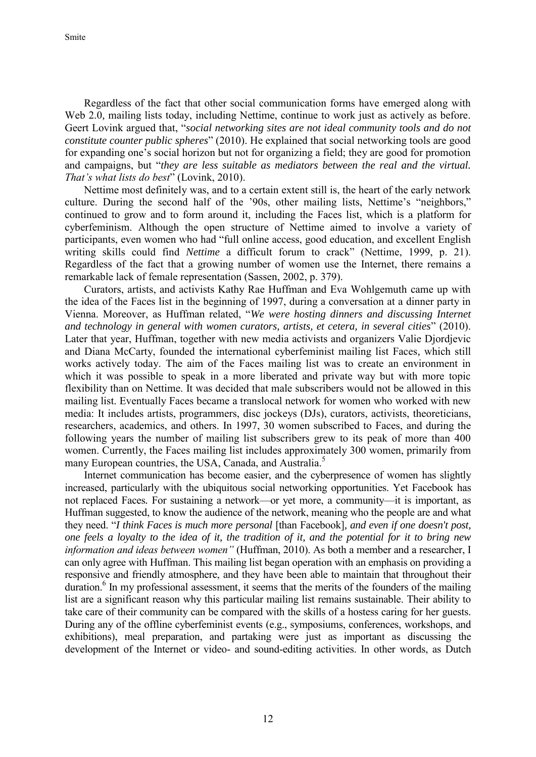Regardless of the fact that other social communication forms have emerged along with Web 2.0, mailing lists today, including Nettime, continue to work just as actively as before. Geert Lovink argued that, "*social networking sites are not ideal community tools and do not constitute counter public spheres*" (2010). He explained that social networking tools are good for expanding one's social horizon but not for organizing a field; they are good for promotion and campaigns, but "*they are less suitable as mediators between the real and the virtual. That's what lists do best*" (Lovink, 2010).

Nettime most definitely was, and to a certain extent still is, the heart of the early network culture. During the second half of the '90s, other mailing lists, Nettime's "neighbors," continued to grow and to form around it, including the Faces list, which is a platform for cyberfeminism. Although the open structure of Nettime aimed to involve a variety of participants, even women who had "full online access, good education, and excellent English writing skills could find *Nettime* a difficult forum to crack" (Nettime, 1999, p. 21). Regardless of the fact that a growing number of women use the Internet, there remains a remarkable lack of female representation (Sassen, 2002, p. 379).

Curators, artists, and activists Kathy Rae Huffman and Eva Wohlgemuth came up with the idea of the Faces list in the beginning of 1997, during a conversation at a dinner party in Vienna. Moreover, as Huffman related, "*We were hosting dinners and discussing Internet and technology in general with women curators, artists, et cetera, in several cities*" (2010). Later that year, Huffman, together with new media activists and organizers Valie Djordjevic and Diana McCarty, founded the international cyberfeminist mailing list Faces*,* which still works actively today. The aim of the Faces mailing list was to create an environment in which it was possible to speak in a more liberated and private way but with more topic flexibility than on Nettime. It was decided that male subscribers would not be allowed in this mailing list. Eventually Faces became a translocal network for women who worked with new media: It includes artists, programmers, disc jockeys (DJs), curators, activists, theoreticians, researchers, academics, and others. In 1997, 30 women subscribed to Faces, and during the following years the number of mailing list subscribers grew to its peak of more than 400 women. Currently, the Faces mailing list includes approximately 300 women, primarily from many European countries, the USA, Canada, and Australia.[5]

Internet communication has become easier, and the cyberpresence of women has slightly increased, particularly with the ubiquitous social networking opportunities. Yet Facebook has not replaced Faces. For sustaining a network—or yet more, a community—it is important, as Huffman suggested, to know the audience of the network, meaning who the people are and what they need. "*I think Faces is much more personal* [than Facebook], *and even if one doesn't post, one feels a loyalty to the idea of it, the tradition of it, and the potential for it to bring new information and ideas between women"* (Huffman, 2010). As both a member and a researcher, I can only agree with Huffman. This mailing list began operation with an emphasis on providing a responsive and friendly atmosphere, and they have been able to maintain that throughout their duration.[6] In my professional assessment, it seems that the merits of the founders of the mailing list are a significant reason why this particular mailing list remains sustainable. Their ability to take care of their community can be compared with the skills of a hostess caring for her guests. During any of the offline cyberfeminist events (e.g., symposiums, conferences, workshops, and exhibitions), meal preparation, and partaking were just as important as discussing the development of the Internet or video- and sound-editing activities. In other words, as Dutch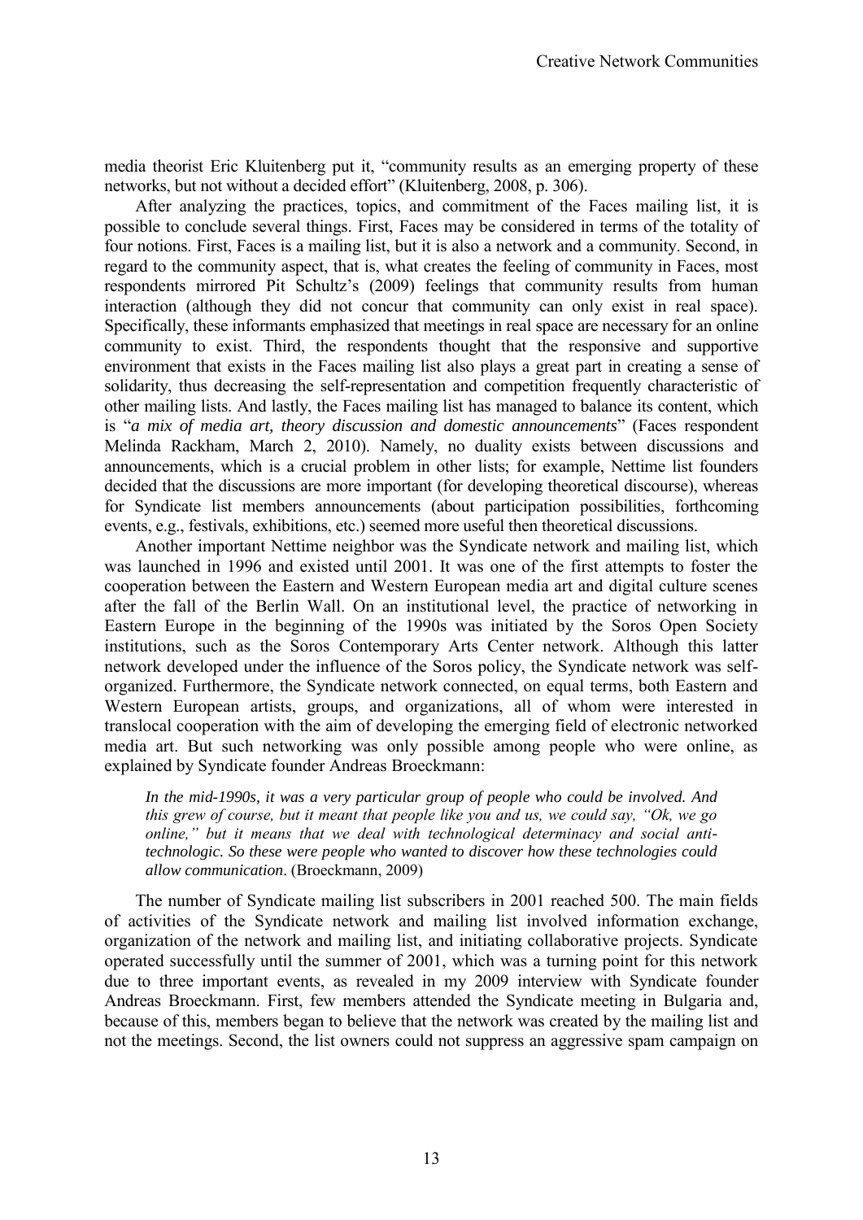media theorist Eric Kluitenberg put it, "community results as an emerging property of these networks, but not without a decided effort" (Kluitenberg, 2008, p. 306).

After analyzing the practices, topics, and commitment of the Faces mailing list, it is possible to conclude several things. First, Faces may be considered in terms of the totality of four notions. First, Faces is a mailing list, but it is also a network and a community. Second, in regard to the community aspect, that is, what creates the feeling of community in Faces, most respondents mirrored Pit Schultz's (2009) feelings that community results from human interaction (although they did not concur that community can only exist in real space). Specifically, these informants emphasized that meetings in real space are necessary for an online community to exist. Third, the respondents thought that the responsive and supportive environment that exists in the Faces mailing list also plays a great part in creating a sense of solidarity, thus decreasing the self-representation and competition frequently characteristic of other mailing lists. And lastly, the Faces mailing list has managed to balance its content, which is "*a mix of media art, theory discussion and domestic announcements*" (Faces respondent Melinda Rackham, March 2, 2010). Namely, no duality exists between discussions and announcements, which is a crucial problem in other lists; for example, Nettime list founders decided that the discussions are more important (for developing theoretical discourse), whereas for Syndicate list members announcements (about participation possibilities, forthcoming events, e.g., festivals, exhibitions, etc.) seemed more useful then theoretical discussions.

Another important Nettime neighbor was the Syndicate network and mailing list, which was launched in 1996 and existed until 2001. It was one of the first attempts to foster the cooperation between the Eastern and Western European media art and digital culture scenes after the fall of the Berlin Wall. On an institutional level, the practice of networking in Eastern Europe in the beginning of the 1990s was initiated by the Soros Open Society institutions, such as the Soros Contemporary Arts Center network. Although this latter network developed under the influence of the Soros policy, the Syndicate network was self-organized. Furthermore, the Syndicate network connected, on equal terms, both Eastern and Western European artists, groups, and organizations, all of whom were interested in translocal cooperation with the aim of developing the emerging field of electronic networked media art. But such networking was only possible among people who were online, as explained by Syndicate founder Andreas Broeckmann:

> *In the mid-1990s, it was a very particular group of people who could be involved. And this grew of course, but it meant that people like you and us, we could say, "Ok, we go online," but it means that we deal with technological determinacy and social anti-technologic. So these were people who wanted to discover how these technologies could allow communication*. (Broeckmann, 2009)

The number of Syndicate mailing list subscribers in 2001 reached 500. The main fields of activities of the Syndicate network and mailing list involved information exchange, organization of the network and mailing list, and initiating collaborative projects. Syndicate operated successfully until the summer of 2001, which was a turning point for this network due to three important events, as revealed in my 2009 interview with Syndicate founder Andreas Broeckmann. First, few members attended the Syndicate meeting in Bulgaria and, because of this, members began to believe that the network was created by the mailing list and not the meetings. Second, the list owners could not suppress an aggressive spam campaign on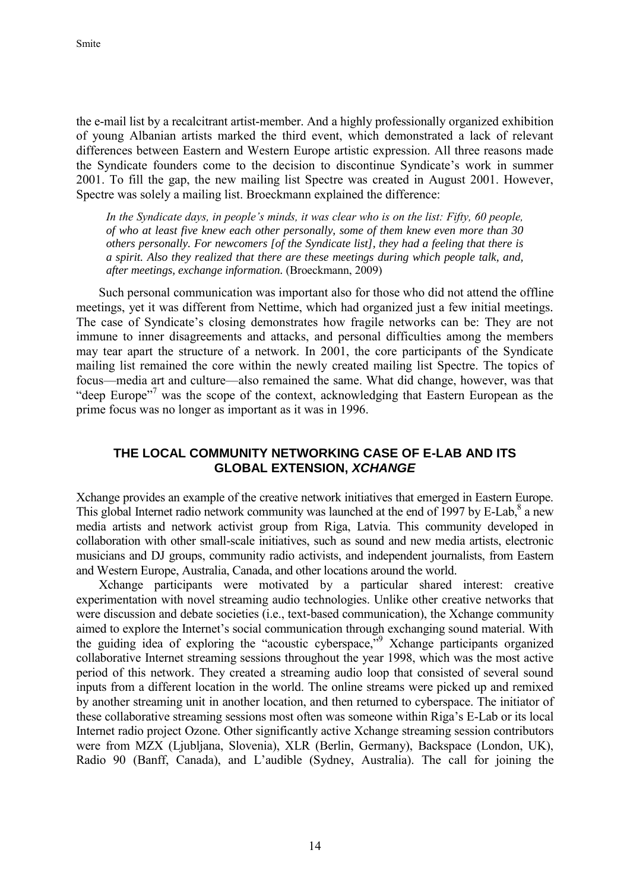the e-mail list by a recalcitrant artist-member. And a highly professionally organized exhibition of young Albanian artists marked the third event, which demonstrated a lack of relevant differences between Eastern and Western Europe artistic expression. All three reasons made the Syndicate founders come to the decision to discontinue Syndicate's work in summer 2001. To fill the gap, the new mailing list Spectre was created in August 2001. However, Spectre was solely a mailing list. Broeckmann explained the difference:

> *In the Syndicate days, in people's minds, it was clear who is on the list: Fifty, 60 people, of who at least five knew each other personally, some of them knew even more than 30 others personally. For newcomers [of the Syndicate list], they had a feeling that there is a spirit. Also they realized that there are these meetings during which people talk, and, after meetings, exchange information.* (Broeckmann, 2009)

Such personal communication was important also for those who did not attend the offline meetings, yet it was different from Nettime, which had organized just a few initial meetings. The case of Syndicate's closing demonstrates how fragile networks can be: They are not immune to inner disagreements and attacks, and personal difficulties among the members may tear apart the structure of a network. In 2001, the core participants of the Syndicate mailing list remained the core within the newly created mailing list Spectre. The topics of focus—media art and culture—also remained the same. What did change, however, was that "deep Europe"[7] was the scope of the context, acknowledging that Eastern European as the prime focus was no longer as important as it was in 1996.

## THE LOCAL COMMUNITY NETWORKING CASE OF E-LAB AND ITS GLOBAL EXTENSION, *XCHANGE*

Xchange provides an example of the creative network initiatives that emerged in Eastern Europe. This global Internet radio network community was launched at the end of 1997 by E-Lab,[8] a new media artists and network activist group from Riga, Latvia. This community developed in collaboration with other small-scale initiatives, such as sound and new media artists, electronic musicians and DJ groups, community radio activists, and independent journalists, from Eastern and Western Europe, Australia, Canada, and other locations around the world.

Xchange participants were motivated by a particular shared interest: creative experimentation with novel streaming audio technologies. Unlike other creative networks that were discussion and debate societies (i.e., text-based communication), the Xchange community aimed to explore the Internet's social communication through exchanging sound material. With the guiding idea of exploring the "acoustic cyberspace,"[9] Xchange participants organized collaborative Internet streaming sessions throughout the year 1998, which was the most active period of this network. They created a streaming audio loop that consisted of several sound inputs from a different location in the world. The online streams were picked up and remixed by another streaming unit in another location, and then returned to cyberspace. The initiator of these collaborative streaming sessions most often was someone within Riga's E-Lab or its local Internet radio project Ozone. Other significantly active Xchange streaming session contributors were from MZX (Ljubljana, Slovenia), XLR (Berlin, Germany), Backspace (London, UK), Radio 90 (Banff, Canada), and L'audible (Sydney, Australia). The call for joining the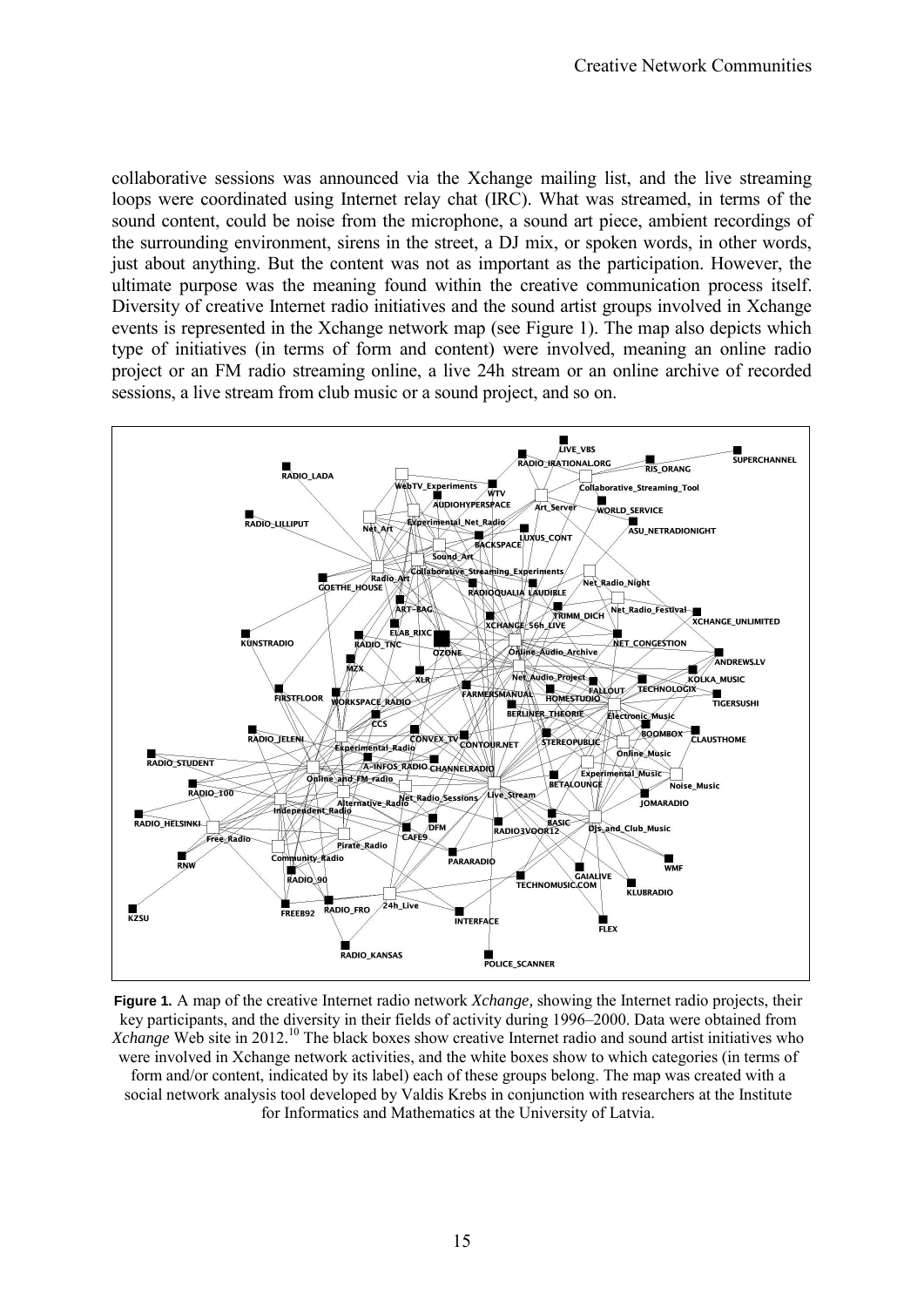collaborative sessions was announced via the Xchange mailing list, and the live streaming loops were coordinated using Internet relay chat (IRC). What was streamed, in terms of the sound content, could be noise from the microphone, a sound art piece, ambient recordings of the surrounding environment, sirens in the street, a DJ mix, or spoken words, in other words, just about anything. But the content was not as important as the participation. However, the ultimate purpose was the meaning found within the creative communication process itself. Diversity of creative Internet radio initiatives and the sound artist groups involved in Xchange events is represented in the Xchange network map (see Figure 1). The map also depicts which type of initiatives (in terms of form and content) were involved, meaning an online radio project or an FM radio streaming online, a live 24h stream or an online archive of recorded sessions, a live stream from club music or a sound project, and so on.

**Figure 1.** A map of the creative Internet radio network *Xchange,* showing the Internet radio projects, their key participants, and the diversity in their fields of activity during 1996–2000. Data were obtained from *Xchange* Web site in 2012.[10] The black boxes show creative Internet radio and sound artist initiatives who were involved in Xchange network activities, and the white boxes show to which categories (in terms of form and/or content, indicated by its label) each of these groups belong. The map was created with a social network analysis tool developed by Valdis Krebs in conjunction with researchers at the Institute for Informatics and Mathematics at the University of Latvia.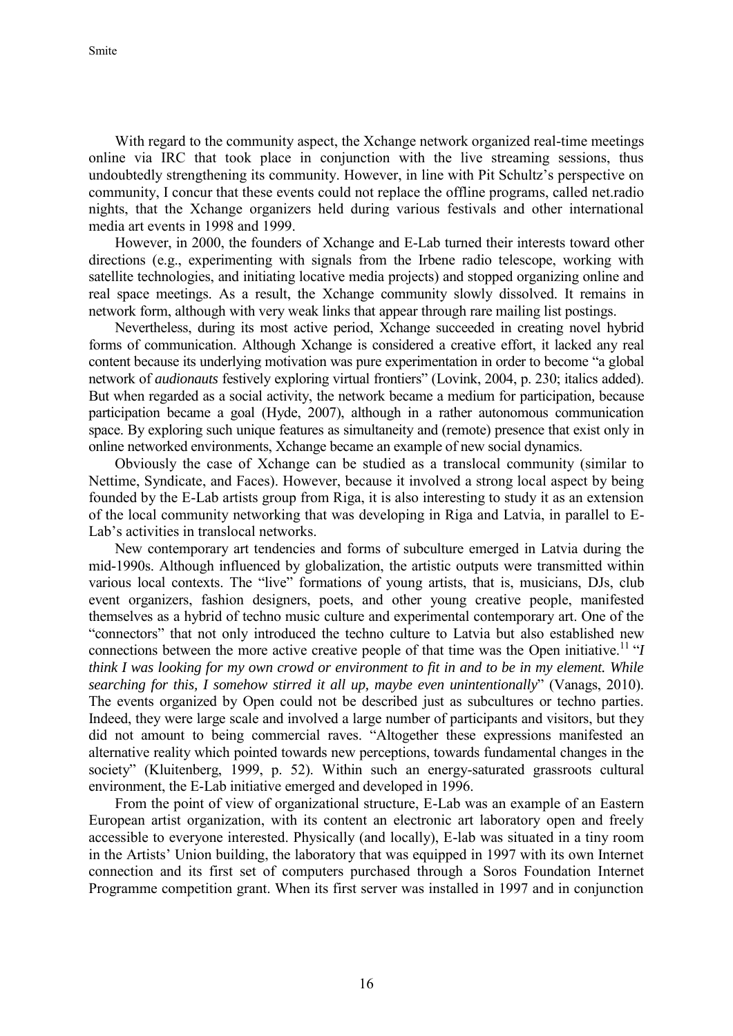With regard to the community aspect, the Xchange network organized real-time meetings online via IRC that took place in conjunction with the live streaming sessions, thus undoubtedly strengthening its community. However, in line with Pit Schultz's perspective on community, I concur that these events could not replace the offline programs, called net.radio nights, that the Xchange organizers held during various festivals and other international media art events in 1998 and 1999.

However, in 2000, the founders of Xchange and E-Lab turned their interests toward other directions (e.g., experimenting with signals from the Irbene radio telescope, working with satellite technologies, and initiating locative media projects) and stopped organizing online and real space meetings. As a result, the Xchange community slowly dissolved. It remains in network form, although with very weak links that appear through rare mailing list postings.

Nevertheless, during its most active period, Xchange succeeded in creating novel hybrid forms of communication. Although Xchange is considered a creative effort, it lacked any real content because its underlying motivation was pure experimentation in order to become "a global network of *audionauts* festively exploring virtual frontiers" (Lovink, 2004, p. 230; italics added). But when regarded as a social activity, the network became a medium for participation, because participation became a goal (Hyde, 2007), although in a rather autonomous communication space. By exploring such unique features as simultaneity and (remote) presence that exist only in online networked environments, Xchange became an example of new social dynamics.

Obviously the case of Xchange can be studied as a translocal community (similar to Nettime, Syndicate, and Faces). However, because it involved a strong local aspect by being founded by the E-Lab artists group from Riga, it is also interesting to study it as an extension of the local community networking that was developing in Riga and Latvia, in parallel to E-Lab's activities in translocal networks.

New contemporary art tendencies and forms of subculture emerged in Latvia during the mid-1990s. Although influenced by globalization, the artistic outputs were transmitted within various local contexts. The "live" formations of young artists, that is, musicians, DJs, club event organizers, fashion designers, poets, and other young creative people, manifested themselves as a hybrid of techno music culture and experimental contemporary art. One of the "connectors" that not only introduced the techno culture to Latvia but also established new connections between the more active creative people of that time was the Open initiative.[11] "*I think I was looking for my own crowd or environment to fit in and to be in my element. While searching for this, I somehow stirred it all up, maybe even unintentionally*" (Vanags, 2010). The events organized by Open could not be described just as subcultures or techno parties. Indeed, they were large scale and involved a large number of participants and visitors, but they did not amount to being commercial raves. "Altogether these expressions manifested an alternative reality which pointed towards new perceptions, towards fundamental changes in the society" (Kluitenberg, 1999, p. 52). Within such an energy-saturated grassroots cultural environment, the E-Lab initiative emerged and developed in 1996.

From the point of view of organizational structure, E-Lab was an example of an Eastern European artist organization, with its content an electronic art laboratory open and freely accessible to everyone interested. Physically (and locally), E-lab was situated in a tiny room in the Artists' Union building, the laboratory that was equipped in 1997 with its own Internet connection and its first set of computers purchased through a Soros Foundation Internet Programme competition grant. When its first server was installed in 1997 and in conjunction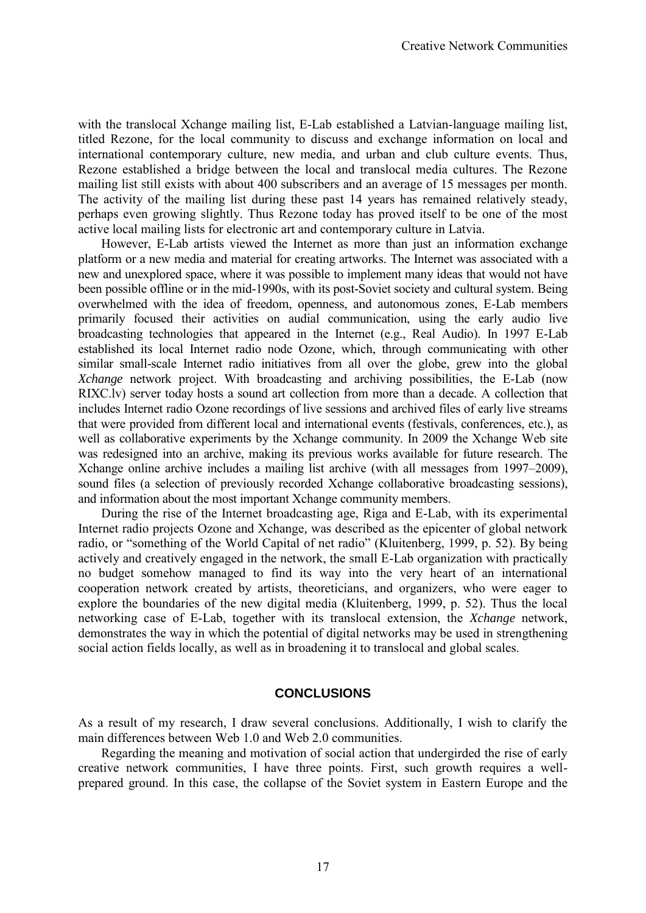with the translocal Xchange mailing list, E-Lab established a Latvian-language mailing list, titled Rezone, for the local community to discuss and exchange information on local and international contemporary culture, new media, and urban and club culture events. Thus, Rezone established a bridge between the local and translocal media cultures. The Rezone mailing list still exists with about 400 subscribers and an average of 15 messages per month. The activity of the mailing list during these past 14 years has remained relatively steady, perhaps even growing slightly. Thus Rezone today has proved itself to be one of the most active local mailing lists for electronic art and contemporary culture in Latvia.

However, E-Lab artists viewed the Internet as more than just an information exchange platform or a new media and material for creating artworks. The Internet was associated with a new and unexplored space, where it was possible to implement many ideas that would not have been possible offline or in the mid-1990s, with its post-Soviet society and cultural system. Being overwhelmed with the idea of freedom, openness, and autonomous zones, E-Lab members primarily focused their activities on audial communication, using the early audio live broadcasting technologies that appeared in the Internet (e.g., Real Audio). In 1997 E-Lab established its local Internet radio node Ozone, which, through communicating with other similar small-scale Internet radio initiatives from all over the globe, grew into the global *Xchange* network project. With broadcasting and archiving possibilities, the E-Lab (now RIXC.lv) server today hosts a sound art collection from more than a decade. A collection that includes Internet radio Ozone recordings of live sessions and archived files of early live streams that were provided from different local and international events (festivals, conferences, etc.), as well as collaborative experiments by the Xchange community. In 2009 the Xchange Web site was redesigned into an archive, making its previous works available for future research. The Xchange online archive includes a mailing list archive (with all messages from 1997–2009), sound files (a selection of previously recorded Xchange collaborative broadcasting sessions), and information about the most important Xchange community members.

During the rise of the Internet broadcasting age, Riga and E-Lab, with its experimental Internet radio projects Ozone and Xchange, was described as the epicenter of global network radio, or "something of the World Capital of net radio" (Kluitenberg, 1999, p. 52). By being actively and creatively engaged in the network, the small E-Lab organization with practically no budget somehow managed to find its way into the very heart of an international cooperation network created by artists, theoreticians, and organizers, who were eager to explore the boundaries of the new digital media (Kluitenberg, 1999, p. 52). Thus the local networking case of E-Lab, together with its translocal extension, the *Xchange* network, demonstrates the way in which the potential of digital networks may be used in strengthening social action fields locally, as well as in broadening it to translocal and global scales.

## CONCLUSIONS

As a result of my research, I draw several conclusions. Additionally, I wish to clarify the main differences between Web 1.0 and Web 2.0 communities.

Regarding the meaning and motivation of social action that undergirded the rise of early creative network communities, I have three points. First, such growth requires a well-prepared ground. In this case, the collapse of the Soviet system in Eastern Europe and the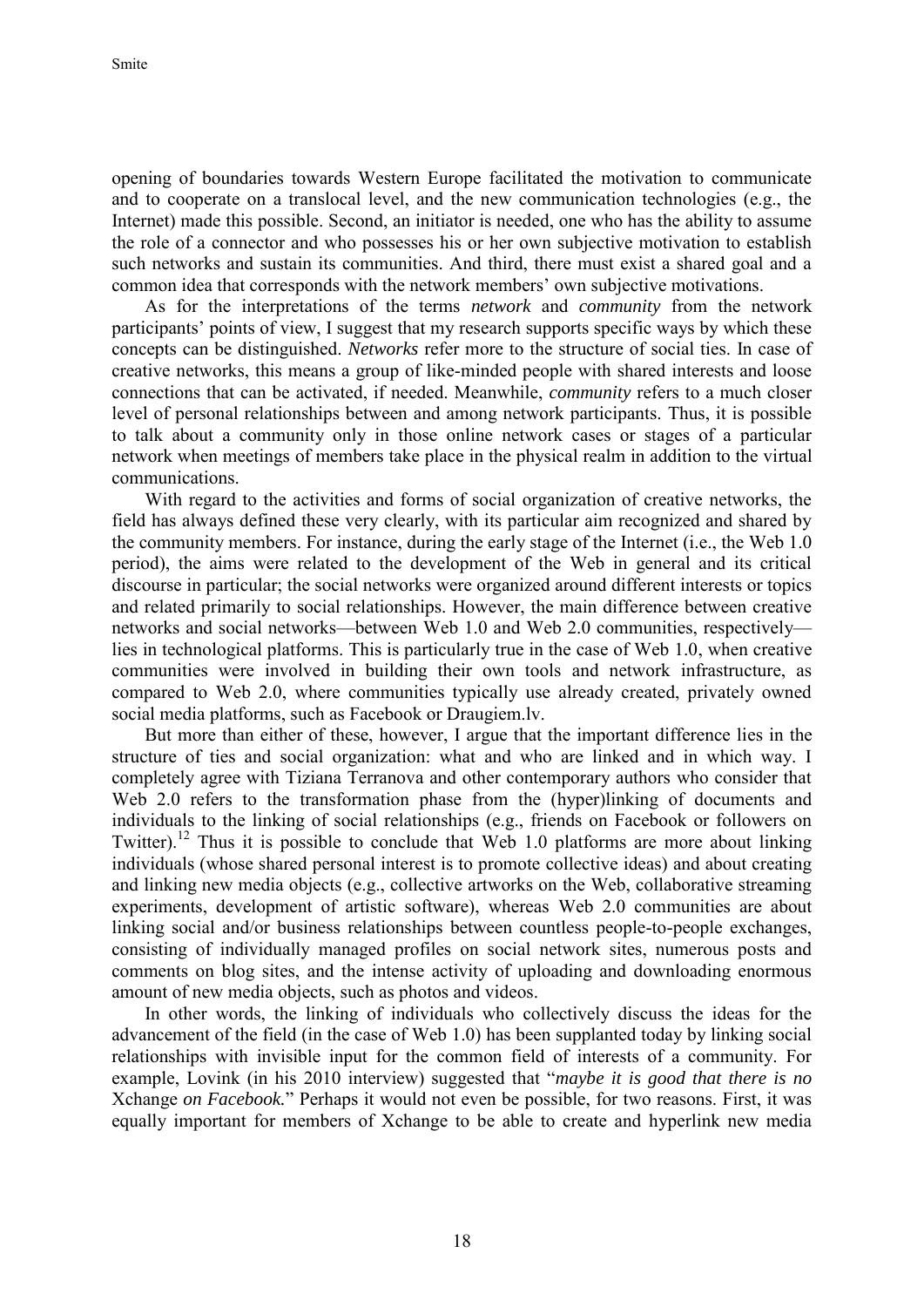opening of boundaries towards Western Europe facilitated the motivation to communicate and to cooperate on a translocal level, and the new communication technologies (e.g., the Internet) made this possible. Second, an initiator is needed, one who has the ability to assume the role of a connector and who possesses his or her own subjective motivation to establish such networks and sustain its communities. And third, there must exist a shared goal and a common idea that corresponds with the network members' own subjective motivations.

As for the interpretations of the terms *network* and *community* from the network participants' points of view, I suggest that my research supports specific ways by which these concepts can be distinguished. *Networks* refer more to the structure of social ties. In case of creative networks, this means a group of like-minded people with shared interests and loose connections that can be activated, if needed. Meanwhile, *community* refers to a much closer level of personal relationships between and among network participants. Thus, it is possible to talk about a community only in those online network cases or stages of a particular network when meetings of members take place in the physical realm in addition to the virtual communications.

With regard to the activities and forms of social organization of creative networks, the field has always defined these very clearly, with its particular aim recognized and shared by the community members. For instance, during the early stage of the Internet (i.e., the Web 1.0 period), the aims were related to the development of the Web in general and its critical discourse in particular; the social networks were organized around different interests or topics and related primarily to social relationships. However, the main difference between creative networks and social networks—between Web 1.0 and Web 2.0 communities, respectively—lies in technological platforms. This is particularly true in the case of Web 1.0, when creative communities were involved in building their own tools and network infrastructure, as compared to Web 2.0, where communities typically use already created, privately owned social media platforms, such as Facebook or Draugiem.lv.

But more than either of these, however, I argue that the important difference lies in the structure of ties and social organization: what and who are linked and in which way. I completely agree with Tiziana Terranova and other contemporary authors who consider that Web 2.0 refers to the transformation phase from the (hyper)linking of documents and individuals to the linking of social relationships (e.g., friends on Facebook or followers on Twitter).[12] Thus it is possible to conclude that Web 1.0 platforms are more about linking individuals (whose shared personal interest is to promote collective ideas) and about creating and linking new media objects (e.g., collective artworks on the Web, collaborative streaming experiments, development of artistic software), whereas Web 2.0 communities are about linking social and/or business relationships between countless people-to-people exchanges, consisting of individually managed profiles on social network sites, numerous posts and comments on blog sites, and the intense activity of uploading and downloading enormous amount of new media objects, such as photos and videos.

In other words, the linking of individuals who collectively discuss the ideas for the advancement of the field (in the case of Web 1.0) has been supplanted today by linking social relationships with invisible input for the common field of interests of a community. For example, Lovink (in his 2010 interview) suggested that "*maybe it is good that there is no* Xchange *on Facebook.*" Perhaps it would not even be possible, for two reasons. First, it was equally important for members of Xchange to be able to create and hyperlink new media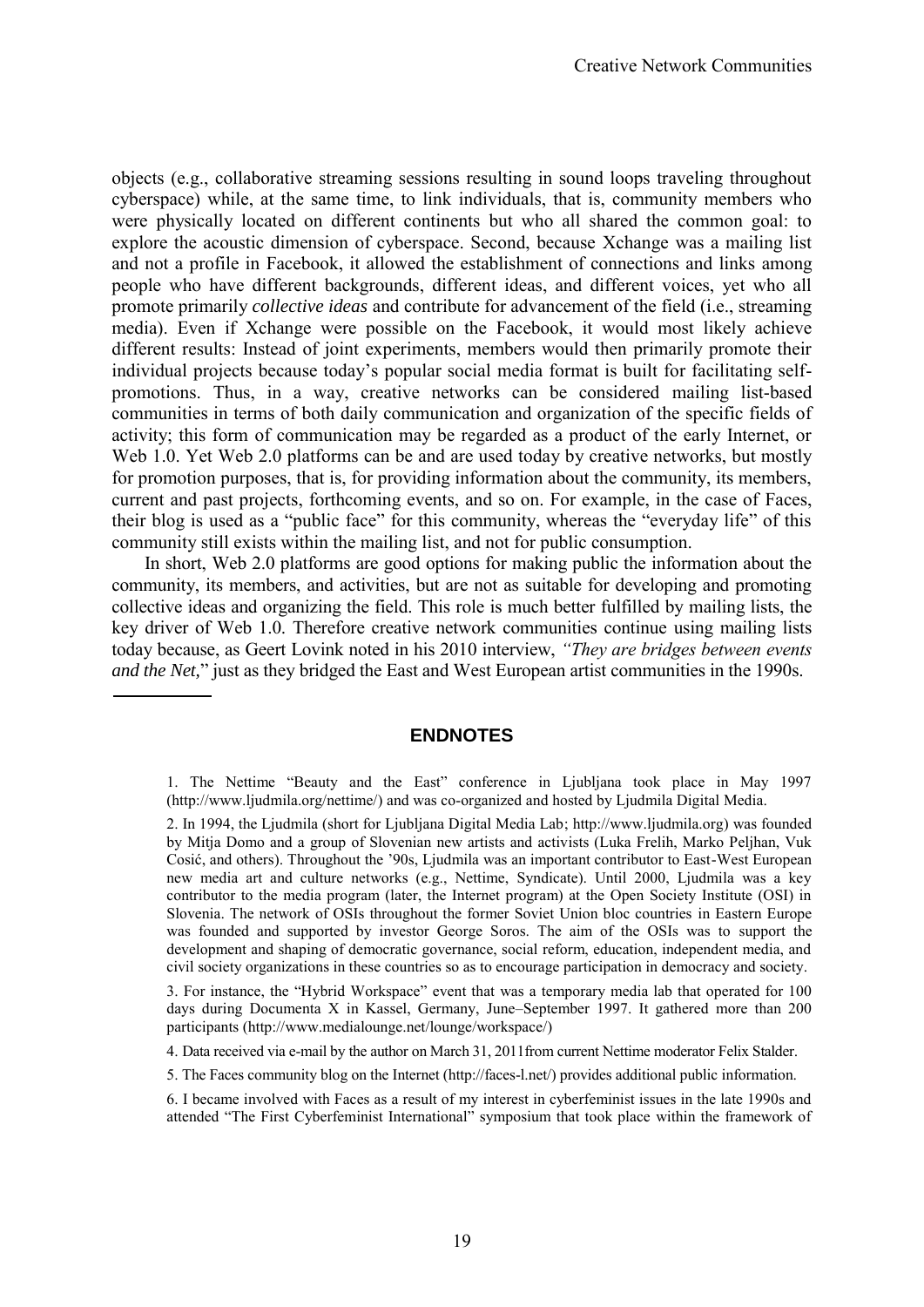objects (e.g., collaborative streaming sessions resulting in sound loops traveling throughout cyberspace) while, at the same time, to link individuals, that is, community members who were physically located on different continents but who all shared the common goal: to explore the acoustic dimension of cyberspace. Second, because Xchange was a mailing list and not a profile in Facebook, it allowed the establishment of connections and links among people who have different backgrounds, different ideas, and different voices, yet who all promote primarily *collective ideas* and contribute for advancement of the field (i.e., streaming media). Even if Xchange were possible on the Facebook, it would most likely achieve different results: Instead of joint experiments, members would then primarily promote their individual projects because today's popular social media format is built for facilitating self-promotions. Thus, in a way, creative networks can be considered mailing list-based communities in terms of both daily communication and organization of the specific fields of activity; this form of communication may be regarded as a product of the early Internet, or Web 1.0. Yet Web 2.0 platforms can be and are used today by creative networks, but mostly for promotion purposes, that is, for providing information about the community, its members, current and past projects, forthcoming events, and so on. For example, in the case of Faces, their blog is used as a "public face" for this community, whereas the "everyday life" of this community still exists within the mailing list, and not for public consumption.

In short, Web 2.0 platforms are good options for making public the information about the community, its members, and activities, but are not as suitable for developing and promoting collective ideas and organizing the field. This role is much better fulfilled by mailing lists, the key driver of Web 1.0. Therefore creative network communities continue using mailing lists today because, as Geert Lovink noted in his 2010 interview, *"They are bridges between events and the Net,*" just as they bridged the East and West European artist communities in the 1990s.

## ENDNOTES

1. The Nettime "Beauty and the East" conference in Ljubljana took place in May 1997 (http://www.ljudmila.org/nettime/) and was co-organized and hosted by Ljudmila Digital Media.

2. In 1994, the Ljudmila (short for Ljubljana Digital Media Lab; http://www.ljudmila.org) was founded by Mitja Domo and a group of Slovenian new artists and activists (Luka Frelih, Marko Peljhan, Vuk Cosić, and others). Throughout the '90s, Ljudmila was an important contributor to East-West European new media art and culture networks (e.g., Nettime, Syndicate). Until 2000, Ljudmila was a key contributor to the media program (later, the Internet program) at the Open Society Institute (OSI) in Slovenia. The network of OSIs throughout the former Soviet Union bloc countries in Eastern Europe was founded and supported by investor George Soros. The aim of the OSIs was to support the development and shaping of democratic governance, social reform, education, independent media, and civil society organizations in these countries so as to encourage participation in democracy and society.

3. For instance, the "Hybrid Workspace" event that was a temporary media lab that operated for 100 days during Documenta X in Kassel, Germany, June–September 1997. It gathered more than 200 participants (http://www.medialounge.net/lounge/workspace/)

4. Data received via e-mail by the author on March 31, 2011from current Nettime moderator Felix Stalder.

5. The Faces community blog on the Internet (http://faces-l.net/) provides additional public information.

6. I became involved with Faces as a result of my interest in cyberfeminist issues in the late 1990s and attended "The First Cyberfeminist International" symposium that took place within the framework of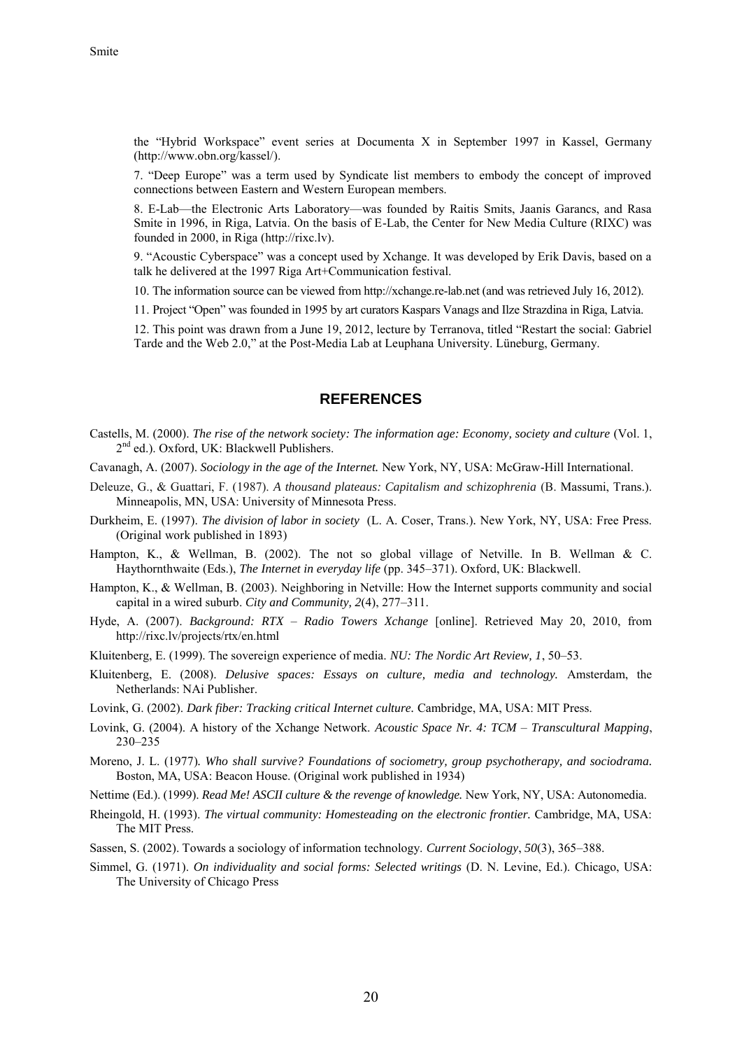the "Hybrid Workspace" event series at Documenta X in September 1997 in Kassel, Germany (http://www.obn.org/kassel/).

7. "Deep Europe" was a term used by Syndicate list members to embody the concept of improved connections between Eastern and Western European members.

8. E-Lab—the Electronic Arts Laboratory—was founded by Raitis Smits, Jaanis Garancs, and Rasa Smite in 1996, in Riga, Latvia. On the basis of E-Lab, the Center for New Media Culture (RIXC) was founded in 2000, in Riga (http://rixc.lv).

9. "Acoustic Cyberspace" was a concept used by Xchange. It was developed by Erik Davis, based on a talk he delivered at the 1997 Riga Art+Communication festival.

10. The information source can be viewed from http://xchange.re-lab.net (and was retrieved July 16, 2012).

11. Project "Open" was founded in 1995 by art curators Kaspars Vanags and Ilze Strazdina in Riga, Latvia.

12. This point was drawn from a June 19, 2012, lecture by Terranova, titled "Restart the social: Gabriel Tarde and the Web 2.0," at the Post-Media Lab at Leuphana University. Lüneburg, Germany.

## REFERENCES

Castells, M. (2000). *The rise of the network society: The information age: Economy, society and culture* (Vol. 1, 2nd ed.). Oxford, UK: Blackwell Publishers.

Cavanagh, A. (2007). *Sociology in the age of the Internet.* New York, NY, USA: McGraw-Hill International.

Deleuze, G., & Guattari, F. (1987). *A thousand plateaus: Capitalism and schizophrenia* (B. Massumi, Trans.). Minneapolis, MN, USA: University of Minnesota Press.

Durkheim, E. (1997). *The division of labor in society* (L. A. Coser, Trans.). New York, NY, USA: Free Press. (Original work published in 1893)

Hampton, K., & Wellman, B. (2002). The not so global village of Netville. In B. Wellman & C. Haythornthwaite (Eds.), *The Internet in everyday life* (pp. 345–371). Oxford, UK: Blackwell.

Hampton, K., & Wellman, B. (2003). Neighboring in Netville: How the Internet supports community and social capital in a wired suburb. *City and Community, 2*(4), 277–311.

Hyde, A. (2007). *Background: RTX – Radio Towers Xchange* [online]. Retrieved May 20, 2010, from http://rixc.lv/projects/rtx/en.html

Kluitenberg, E. (1999). The sovereign experience of media. *NU: The Nordic Art Review, 1*, 50–53.

Kluitenberg, E. (2008). *Delusive spaces: Essays on culture, media and technology.* Amsterdam, the Netherlands: NAi Publisher.

Lovink, G. (2002). *Dark fiber: Tracking critical Internet culture.* Cambridge, MA, USA: MIT Press.

Lovink, G. (2004). A history of the Xchange Network. *Acoustic Space Nr. 4: TCM – Transcultural Mapping*, 230–235

Moreno, J. L. (1977). *Who shall survive? Foundations of sociometry, group psychotherapy, and sociodrama.* Boston, MA, USA: Beacon House. (Original work published in 1934)

Nettime (Ed.). (1999). *Read Me! ASCII culture & the revenge of knowledge.* New York, NY, USA: Autonomedia.

Rheingold, H. (1993). *The virtual community: Homesteading on the electronic frontier.* Cambridge, MA, USA: The MIT Press.

Sassen, S. (2002). Towards a sociology of information technology. *Current Sociology*, *50*(3), 365–388.

Simmel, G. (1971). *On individuality and social forms: Selected writings* (D. N. Levine, Ed.). Chicago, USA: The University of Chicago Press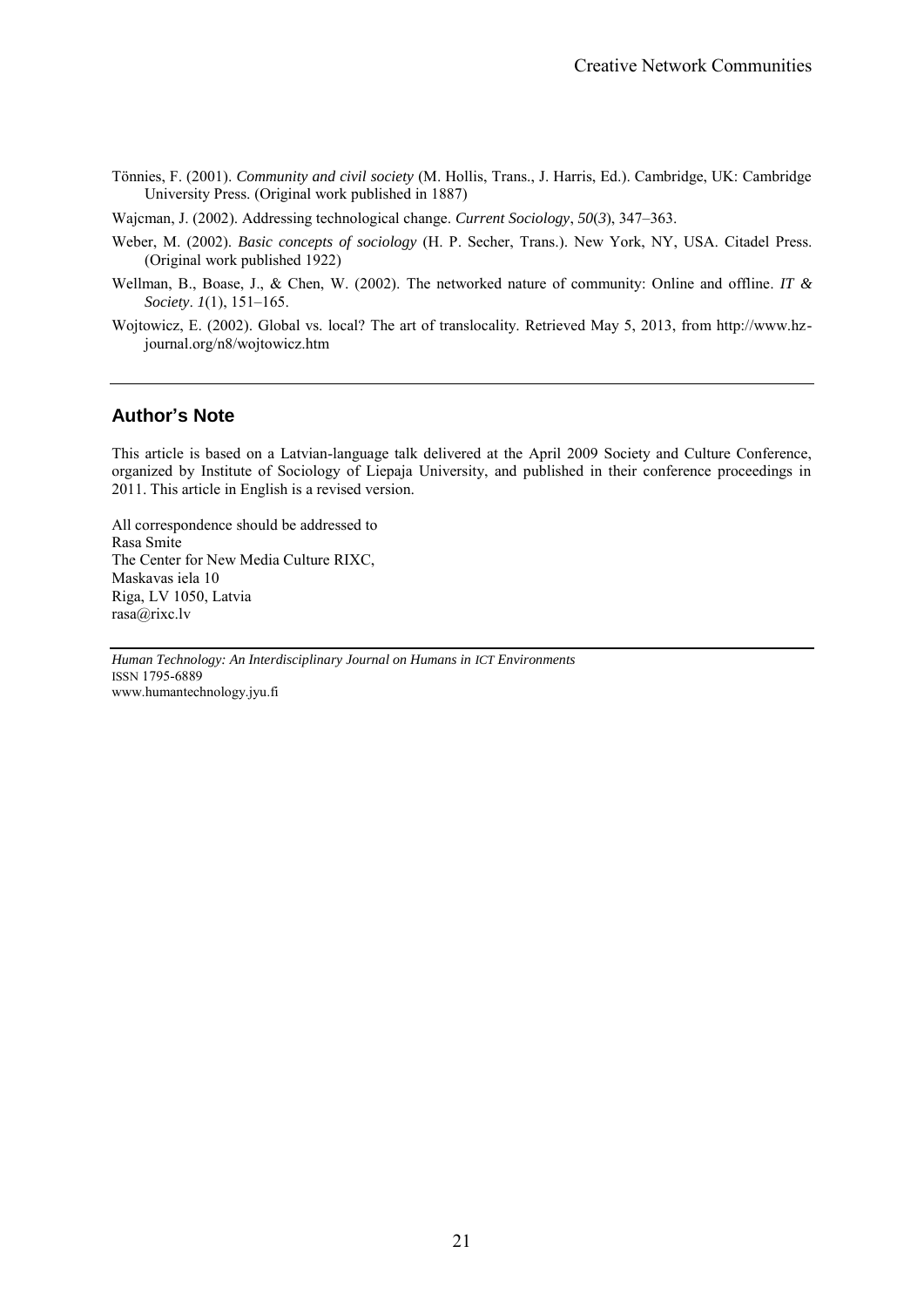Tönnies, F. (2001). *Community and civil society* (M. Hollis, Trans., J. Harris, Ed.). Cambridge, UK: Cambridge University Press. (Original work published in 1887)

Wajcman, J. (2002). Addressing technological change. *Current Sociology*, *50*(*3*), 347–363.

Weber, M. (2002). *Basic concepts of sociology* (H. P. Secher, Trans.). New York, NY, USA. Citadel Press. (Original work published 1922)

Wellman, B., Boase, J., & Chen, W. (2002). The networked nature of community: Online and offline. *IT & Society*. *1*(1), 151–165.

Wojtowicz, E. (2002). Global vs. local? The art of translocality. Retrieved May 5, 2013, from http://www.hz-journal.org/n8/wojtowicz.htm

## Author's Note

This article is based on a Latvian-language talk delivered at the April 2009 Society and Culture Conference, organized by Institute of Sociology of Liepaja University, and published in their conference proceedings in 2011. This article in English is a revised version.

All correspondence should be addressed to
Rasa Smite
The Center for New Media Culture RIXC,
Maskavas iela 10
Riga, LV 1050, Latvia
rasa@rixc.lv

*Human Technology: An Interdisciplinary Journal on Humans in ICT Environments*
ISSN 1795-6889
www.humantechnology.jyu.fi